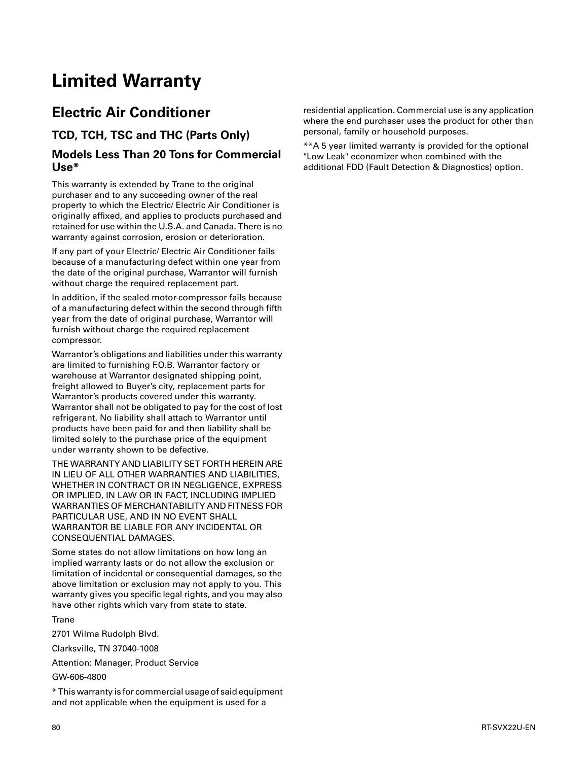# Limited Warranty

## Electric Air Conditioner

### TCD, TCH, TSC and THC (Parts Only)

### Models Less Than 20 Tons for Commercial Use*

This warranty is extended by Trane to the original purchaser and to any succeeding owner of the real property to which the Electric/ Electric Air Conditioner is originally affixed, and applies to products purchased and retained for use within the U.S.A. and Canada. There is no warranty against corrosion, erosion or deterioration.

If any part of your Electric/ Electric Air Conditioner fails because of a manufacturing defect within one year from the date of the original purchase, Warrantor will furnish without charge the required replacement part.

In addition, if the sealed motor-compressor fails because of a manufacturing defect within the second through fifth year from the date of original purchase, Warrantor will furnish without charge the required replacement compressor.

Warrantor's obligations and liabilities under this warranty are limited to furnishing F.O.B. Warrantor factory or warehouse at Warrantor designated shipping point, freight allowed to Buyer's city, replacement parts for Warrantor's products covered under this warranty. Warrantor shall not be obligated to pay for the cost of lost refrigerant. No liability shall attach to Warrantor until products have been paid for and then liability shall be limited solely to the purchase price of the equipment under warranty shown to be defective.

THE WARRANTY AND LIABILITY SET FORTH HEREIN ARE IN LIEU OF ALL OTHER WARRANTIES AND LIABILITIES, WHETHER IN CONTRACT OR IN NEGLIGENCE, EXPRESS OR IMPLIED, IN LAW OR IN FACT, INCLUDING IMPLIED WARRANTIES OF MERCHANTABILITY AND FITNESS FOR PARTICULAR USE, AND IN NO EVENT SHALL WARRANTOR BE LIABLE FOR ANY INCIDENTAL OR CONSEQUENTIAL DAMAGES.

Some states do not allow limitations on how long an implied warranty lasts or do not allow the exclusion or limitation of incidental or consequential damages, so the above limitation or exclusion may not apply to you. This warranty gives you specific legal rights, and you may also have other rights which vary from state to state.

Trane

2701 Wilma Rudolph Blvd.

Clarksville, TN 37040-1008

Attention: Manager, Product Service

GW-606-4800

* This warranty is for commercial usage of said equipment and not applicable when the equipment is used for a residential application. Commercial use is any application where the end purchaser uses the product for other than personal, family or household purposes.

**A 5 year limited warranty is provided for the optional "Low Leak" economizer when combined with the additional FDD (Fault Detection & Diagnostics) option.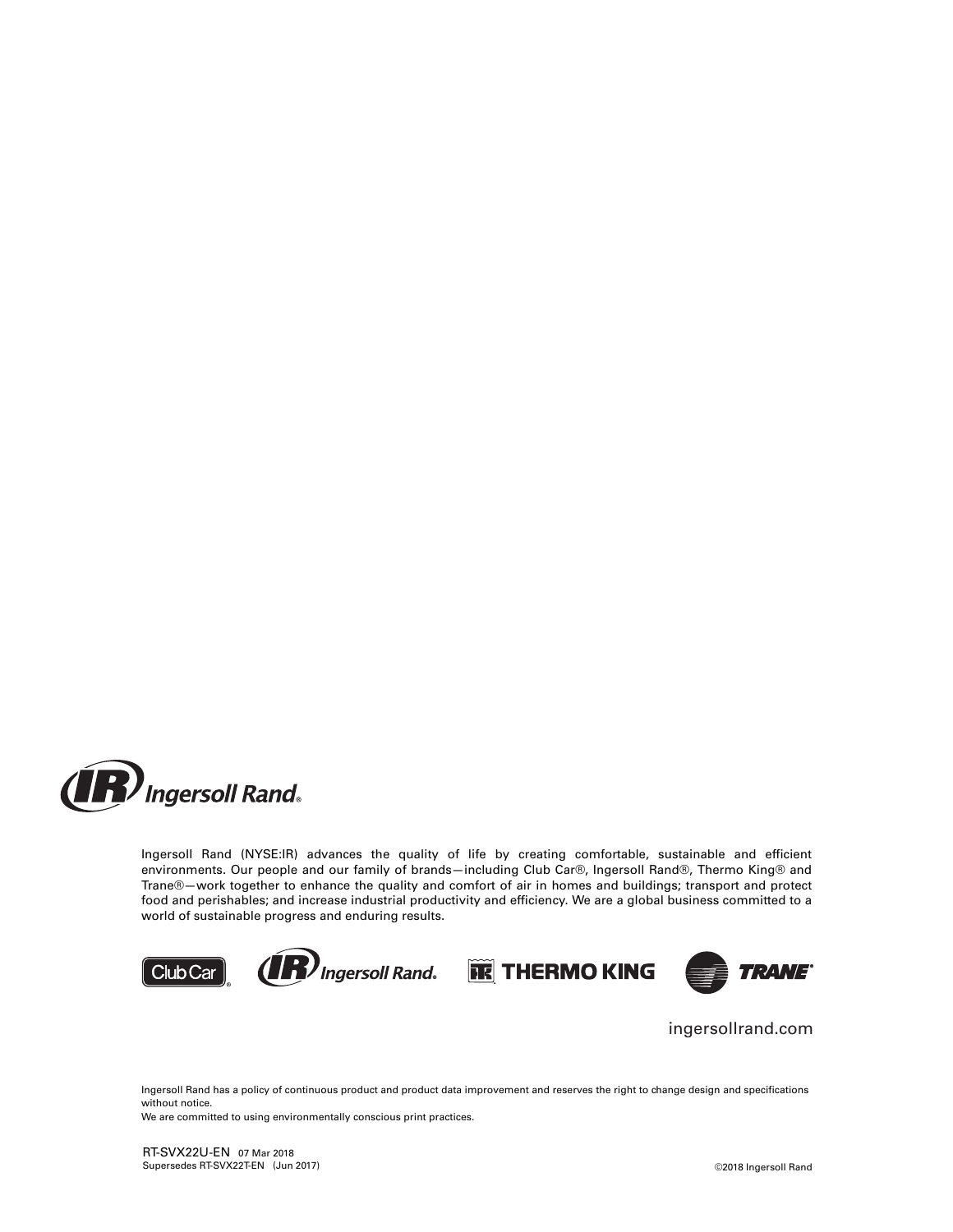Ingersoll Rand

Ingersoll Rand (NYSE:IR) advances the quality of life by creating comfortable, sustainable and efficient environments. Our people and our family of brands—including Club Car®, Ingersoll Rand®, Thermo King® and Trane®—work together to enhance the quality and comfort of air in homes and buildings; transport and protect food and perishables; and increase industrial productivity and efficiency. We are a global business committed to a world of sustainable progress and enduring results.

Club Car Ingersoll Rand THERMO KING TRANE

ingersollrand.com

Ingersoll Rand has a policy of continuous product and product data improvement and reserves the right to change design and specifications without notice.
We are committed to using environmentally conscious print practices.

RT-SVX22U-EN 07 Mar 2018
Supersedes RT-SVX22T-EN (Jun 2017)

©2018 Ingersoll Rand